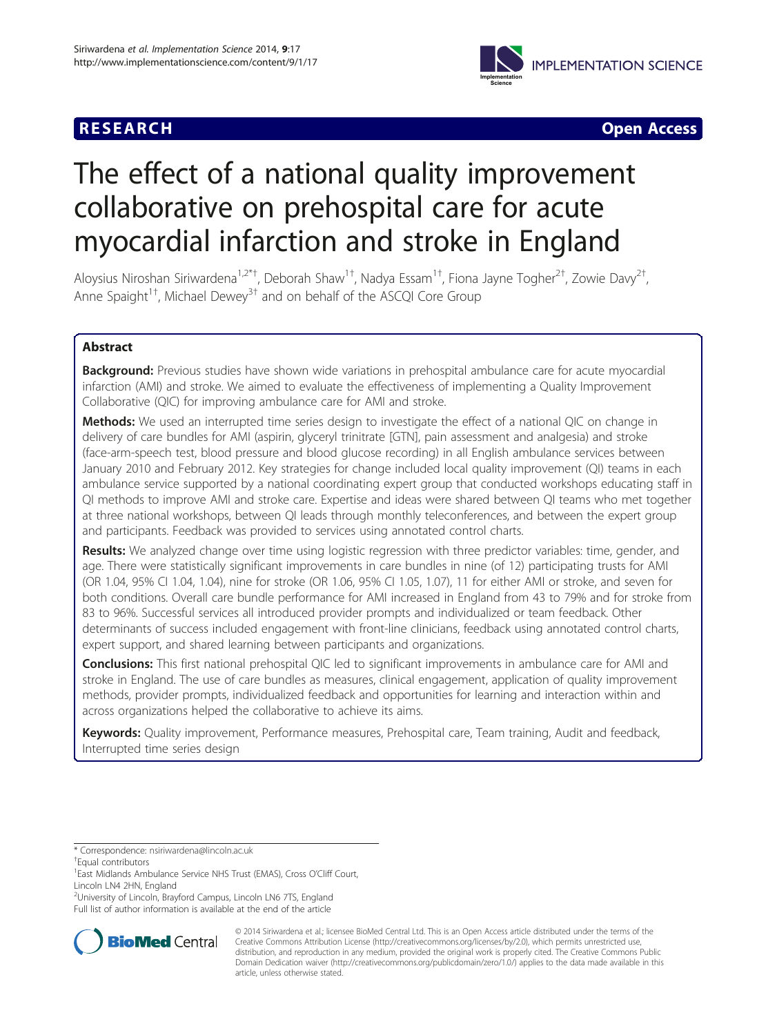**RESEARCH** **Open Access**

# The effect of a national quality improvement collaborative on prehospital care for acute myocardial infarction and stroke in England

Aloysius Niroshan Siriwardena[1,2*†], Deborah Shaw[1†], Nadya Essam[1†], Fiona Jayne Togher[2†], Zowie Davy[2†], Anne Spaight[1†], Michael Dewey[3†] and on behalf of the ASCQI Core Group

## Abstract

**Background:** Previous studies have shown wide variations in prehospital ambulance care for acute myocardial infarction (AMI) and stroke. We aimed to evaluate the effectiveness of implementing a Quality Improvement Collaborative (QIC) for improving ambulance care for AMI and stroke.

**Methods:** We used an interrupted time series design to investigate the effect of a national QIC on change in delivery of care bundles for AMI (aspirin, glyceryl trinitrate [GTN], pain assessment and analgesia) and stroke (face-arm-speech test, blood pressure and blood glucose recording) in all English ambulance services between January 2010 and February 2012. Key strategies for change included local quality improvement (QI) teams in each ambulance service supported by a national coordinating expert group that conducted workshops educating staff in QI methods to improve AMI and stroke care. Expertise and ideas were shared between QI teams who met together at three national workshops, between QI leads through monthly teleconferences, and between the expert group and participants. Feedback was provided to services using annotated control charts.

**Results:** We analyzed change over time using logistic regression with three predictor variables: time, gender, and age. There were statistically significant improvements in care bundles in nine (of 12) participating trusts for AMI (OR 1.04, 95% CI 1.04, 1.04), nine for stroke (OR 1.06, 95% CI 1.05, 1.07), 11 for either AMI or stroke, and seven for both conditions. Overall care bundle performance for AMI increased in England from 43 to 79% and for stroke from 83 to 96%. Successful services all introduced provider prompts and individualized or team feedback. Other determinants of success included engagement with front-line clinicians, feedback using annotated control charts, expert support, and shared learning between participants and organizations.

**Conclusions:** This first national prehospital QIC led to significant improvements in ambulance care for AMI and stroke in England. The use of care bundles as measures, clinical engagement, application of quality improvement methods, provider prompts, individualized feedback and opportunities for learning and interaction within and across organizations helped the collaborative to achieve its aims.

**Keywords:** Quality improvement, Performance measures, Prehospital care, Team training, Audit and feedback, Interrupted time series design

---

* Correspondence: nsiriwardena@lincoln.ac.uk
†Equal contributors
[1]East Midlands Ambulance Service NHS Trust (EMAS), Cross O'Cliff Court, Lincoln LN4 2HN, England
[2]University of Lincoln, Brayford Campus, Lincoln LN6 7TS, England
Full list of author information is available at the end of the article

© 2014 Siriwardena et al.; licensee BioMed Central Ltd. This is an Open Access article distributed under the terms of the Creative Commons Attribution License (http://creativecommons.org/licenses/by/2.0), which permits unrestricted use, distribution, and reproduction in any medium, provided the original work is properly cited. The Creative Commons Public Domain Dedication waiver (http://creativecommons.org/publicdomain/zero/1.0/) applies to the data made available in this article, unless otherwise stated.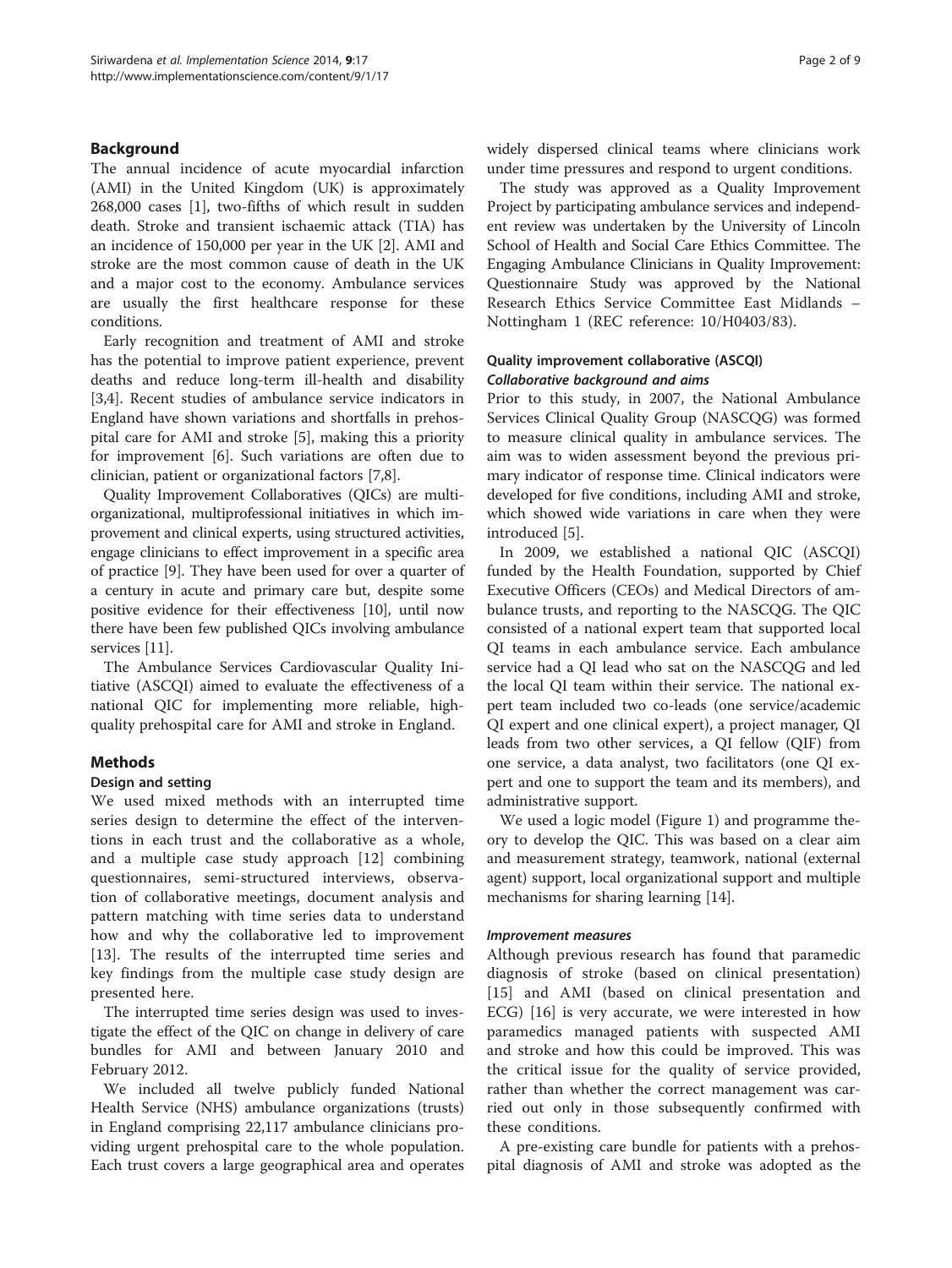## Background

The annual incidence of acute myocardial infarction (AMI) in the United Kingdom (UK) is approximately 268,000 cases [1], two-fifths of which result in sudden death. Stroke and transient ischaemic attack (TIA) has an incidence of 150,000 per year in the UK [2]. AMI and stroke are the most common cause of death in the UK and a major cost to the economy. Ambulance services are usually the first healthcare response for these conditions.

Early recognition and treatment of AMI and stroke has the potential to improve patient experience, prevent deaths and reduce long-term ill-health and disability [3,4]. Recent studies of ambulance service indicators in England have shown variations and shortfalls in prehospital care for AMI and stroke [5], making this a priority for improvement [6]. Such variations are often due to clinician, patient or organizational factors [7,8].

Quality Improvement Collaboratives (QICs) are multi-organizational, multiprofessional initiatives in which improvement and clinical experts, using structured activities, engage clinicians to effect improvement in a specific area of practice [9]. They have been used for over a quarter of a century in acute and primary care but, despite some positive evidence for their effectiveness [10], until now there have been few published QICs involving ambulance services [11].

The Ambulance Services Cardiovascular Quality Initiative (ASCQI) aimed to evaluate the effectiveness of a national QIC for implementing more reliable, high-quality prehospital care for AMI and stroke in England.

## Methods

### Design and setting

We used mixed methods with an interrupted time series design to determine the effect of the interventions in each trust and the collaborative as a whole, and a multiple case study approach [12] combining questionnaires, semi-structured interviews, observation of collaborative meetings, document analysis and pattern matching with time series data to understand how and why the collaborative led to improvement [13]. The results of the interrupted time series and key findings from the multiple case study design are presented here.

The interrupted time series design was used to investigate the effect of the QIC on change in delivery of care bundles for AMI and between January 2010 and February 2012.

We included all twelve publicly funded National Health Service (NHS) ambulance organizations (trusts) in England comprising 22,117 ambulance clinicians providing urgent prehospital care to the whole population. Each trust covers a large geographical area and operates widely dispersed clinical teams where clinicians work under time pressures and respond to urgent conditions.

The study was approved as a Quality Improvement Project by participating ambulance services and independent review was undertaken by the University of Lincoln School of Health and Social Care Ethics Committee. The Engaging Ambulance Clinicians in Quality Improvement: Questionnaire Study was approved by the National Research Ethics Service Committee East Midlands – Nottingham 1 (REC reference: 10/H0403/83).

### Quality improvement collaborative (ASCQI)

#### *Collaborative background and aims*

Prior to this study, in 2007, the National Ambulance Services Clinical Quality Group (NASCQG) was formed to measure clinical quality in ambulance services. The aim was to widen assessment beyond the previous primary indicator of response time. Clinical indicators were developed for five conditions, including AMI and stroke, which showed wide variations in care when they were introduced [5].

In 2009, we established a national QIC (ASCQI) funded by the Health Foundation, supported by Chief Executive Officers (CEOs) and Medical Directors of ambulance trusts, and reporting to the NASCQG. The QIC consisted of a national expert team that supported local QI teams in each ambulance service. Each ambulance service had a QI lead who sat on the NASCQG and led the local QI team within their service. The national expert team included two co-leads (one service/academic QI expert and one clinical expert), a project manager, QI leads from two other services, a QI fellow (QIF) from one service, a data analyst, two facilitators (one QI expert and one to support the team and its members), and administrative support.

We used a logic model (Figure 1) and programme theory to develop the QIC. This was based on a clear aim and measurement strategy, teamwork, national (external agent) support, local organizational support and multiple mechanisms for sharing learning [14].

#### *Improvement measures*

Although previous research has found that paramedic diagnosis of stroke (based on clinical presentation) [15] and AMI (based on clinical presentation and ECG) [16] is very accurate, we were interested in how paramedics managed patients with suspected AMI and stroke and how this could be improved. This was the critical issue for the quality of service provided, rather than whether the correct management was carried out only in those subsequently confirmed with these conditions.

A pre-existing care bundle for patients with a prehospital diagnosis of AMI and stroke was adopted as the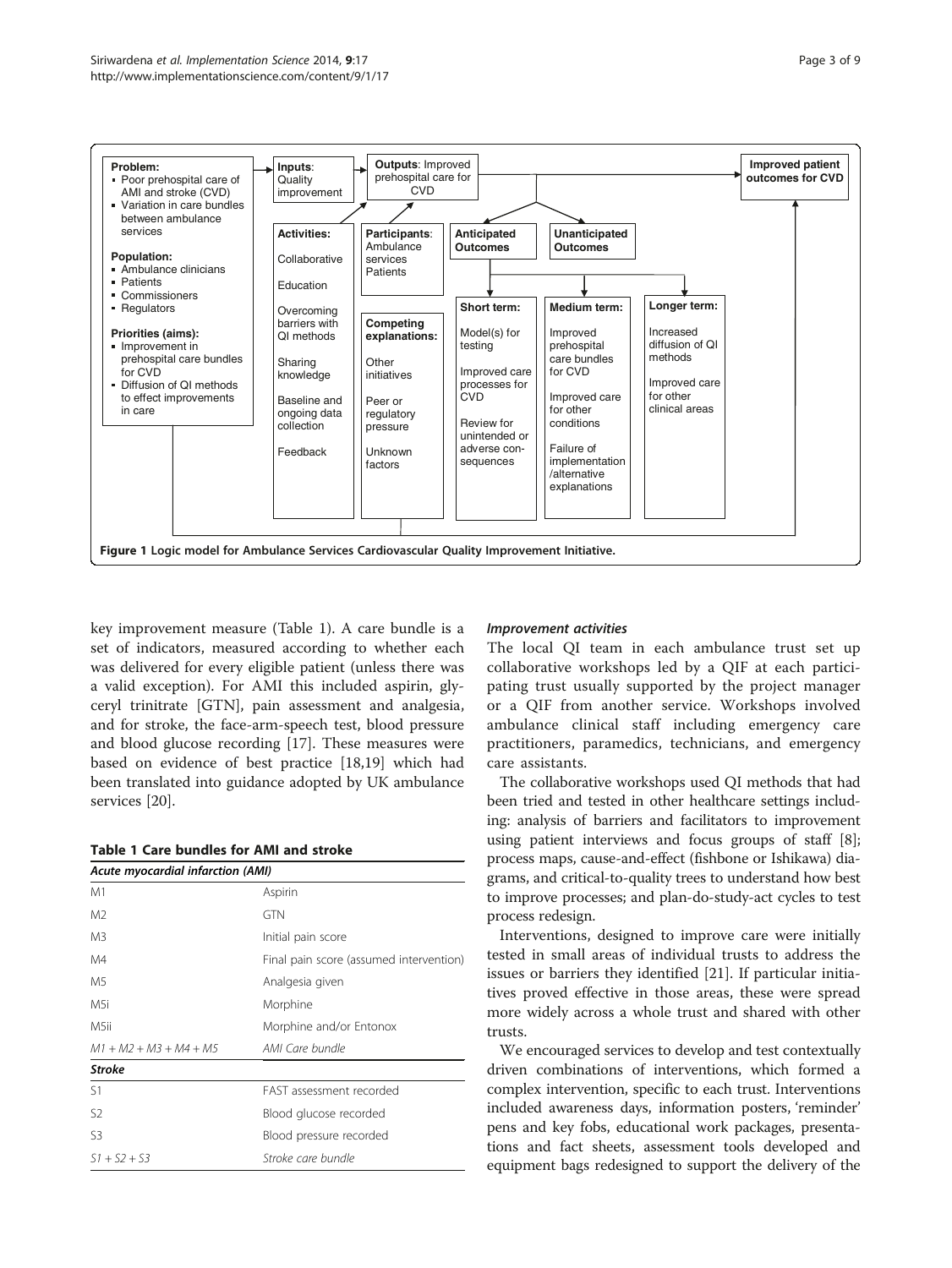**Problem:**
- Poor prehospital care of AMI and stroke (CVD)
- Variation in care bundles between ambulance services

**Population:**
- Ambulance clinicians
- Patients
- Commissioners
- Regulators

**Priorities (aims):**
- Improvement in prehospital care bundles for CVD
- Diffusion of QI methods to effect improvements in care

**Inputs**: Quality improvement

**Outputs**: Improved prehospital care for CVD

**Improved patient outcomes for CVD**

**Activities:** Collaborative; Education; Overcoming barriers with QI methods; Sharing knowledge; Baseline and ongoing data collection; Feedback

**Participants**: Ambulance services; Patients

**Competing explanations:** Other initiatives; Peer or regulatory pressure; Unknown factors

**Anticipated Outcomes**

**Unanticipated Outcomes**

**Short term:** Model(s) for testing; Improved care processes for CVD; Review for unintended or adverse consequences

**Medium term:** Improved prehospital care bundles for CVD; Improved care for other conditions; Failure of implementation /alternative explanations

**Longer term:** Increased diffusion of QI methods; Improved care for other clinical areas

**Figure 1 Logic model for Ambulance Services Cardiovascular Quality Improvement Initiative.**

key improvement measure (Table 1). A care bundle is a set of indicators, measured according to whether each was delivered for every eligible patient (unless there was a valid exception). For AMI this included aspirin, glyceryl trinitrate [GTN], pain assessment and analgesia, and for stroke, the face-arm-speech test, blood pressure and blood glucose recording [17]. These measures were based on evidence of best practice [18,19] which had been translated into guidance adopted by UK ambulance services [20].

**Table 1 Care bundles for AMI and stroke**

| *Acute myocardial infarction (AMI)* | |
|---|---|
| M1 | Aspirin |
| M2 | GTN |
| M3 | Initial pain score |
| M4 | Final pain score (assumed intervention) |
| M5 | Analgesia given |
| M5i | Morphine |
| M5ii | Morphine and/or Entonox |
| *M1 + M2 + M3 + M4 + M5* | *AMI Care bundle* |
| ***Stroke*** | |
| S1 | FAST assessment recorded |
| S2 | Blood glucose recorded |
| S3 | Blood pressure recorded |
| *S1 + S2 + S3* | *Stroke care bundle* |

### *Improvement activities*

The local QI team in each ambulance trust set up collaborative workshops led by a QIF at each participating trust usually supported by the project manager or a QIF from another service. Workshops involved ambulance clinical staff including emergency care practitioners, paramedics, technicians, and emergency care assistants.

The collaborative workshops used QI methods that had been tried and tested in other healthcare settings including: analysis of barriers and facilitators to improvement using patient interviews and focus groups of staff [8]; process maps, cause-and-effect (fishbone or Ishikawa) diagrams, and critical-to-quality trees to understand how best to improve processes; and plan-do-study-act cycles to test process redesign.

Interventions, designed to improve care were initially tested in small areas of individual trusts to address the issues or barriers they identified [21]. If particular initiatives proved effective in those areas, these were spread more widely across a whole trust and shared with other trusts.

We encouraged services to develop and test contextually driven combinations of interventions, which formed a complex intervention, specific to each trust. Interventions included awareness days, information posters, 'reminder' pens and key fobs, educational work packages, presentations and fact sheets, assessment tools developed and equipment bags redesigned to support the delivery of the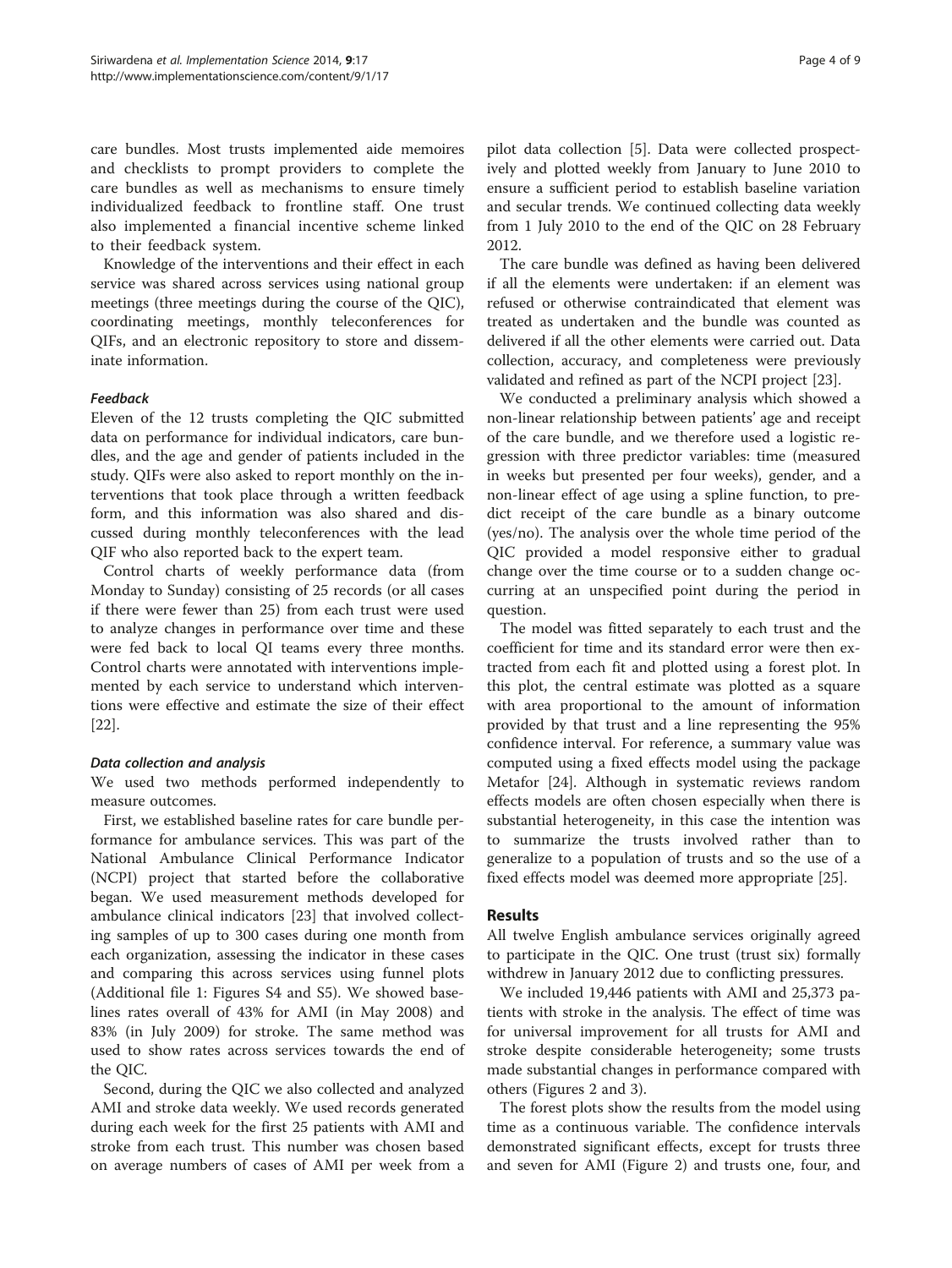care bundles. Most trusts implemented aide memoires and checklists to prompt providers to complete the care bundles as well as mechanisms to ensure timely individualized feedback to frontline staff. One trust also implemented a financial incentive scheme linked to their feedback system.

Knowledge of the interventions and their effect in each service was shared across services using national group meetings (three meetings during the course of the QIC), coordinating meetings, monthly teleconferences for QIFs, and an electronic repository to store and disseminate information.

#### *Feedback*

Eleven of the 12 trusts completing the QIC submitted data on performance for individual indicators, care bundles, and the age and gender of patients included in the study. QIFs were also asked to report monthly on the interventions that took place through a written feedback form, and this information was also shared and discussed during monthly teleconferences with the lead QIF who also reported back to the expert team.

Control charts of weekly performance data (from Monday to Sunday) consisting of 25 records (or all cases if there were fewer than 25) from each trust were used to analyze changes in performance over time and these were fed back to local QI teams every three months. Control charts were annotated with interventions implemented by each service to understand which interventions were effective and estimate the size of their effect [22].

#### *Data collection and analysis*

We used two methods performed independently to measure outcomes.

First, we established baseline rates for care bundle performance for ambulance services. This was part of the National Ambulance Clinical Performance Indicator (NCPI) project that started before the collaborative began. We used measurement methods developed for ambulance clinical indicators [23] that involved collecting samples of up to 300 cases during one month from each organization, assessing the indicator in these cases and comparing this across services using funnel plots (Additional file 1: Figures S4 and S5). We showed baselines rates overall of 43% for AMI (in May 2008) and 83% (in July 2009) for stroke. The same method was used to show rates across services towards the end of the QIC.

Second, during the QIC we also collected and analyzed AMI and stroke data weekly. We used records generated during each week for the first 25 patients with AMI and stroke from each trust. This number was chosen based on average numbers of cases of AMI per week from a pilot data collection [5]. Data were collected prospectively and plotted weekly from January to June 2010 to ensure a sufficient period to establish baseline variation and secular trends. We continued collecting data weekly from 1 July 2010 to the end of the QIC on 28 February 2012.

The care bundle was defined as having been delivered if all the elements were undertaken: if an element was refused or otherwise contraindicated that element was treated as undertaken and the bundle was counted as delivered if all the other elements were carried out. Data collection, accuracy, and completeness were previously validated and refined as part of the NCPI project [23].

We conducted a preliminary analysis which showed a non-linear relationship between patients' age and receipt of the care bundle, and we therefore used a logistic regression with three predictor variables: time (measured in weeks but presented per four weeks), gender, and a non-linear effect of age using a spline function, to predict receipt of the care bundle as a binary outcome (yes/no). The analysis over the whole time period of the QIC provided a model responsive either to gradual change over the time course or to a sudden change occurring at an unspecified point during the period in question.

The model was fitted separately to each trust and the coefficient for time and its standard error were then extracted from each fit and plotted using a forest plot. In this plot, the central estimate was plotted as a square with area proportional to the amount of information provided by that trust and a line representing the 95% confidence interval. For reference, a summary value was computed using a fixed effects model using the package Metafor [24]. Although in systematic reviews random effects models are often chosen especially when there is substantial heterogeneity, in this case the intention was to summarize the trusts involved rather than to generalize to a population of trusts and so the use of a fixed effects model was deemed more appropriate [25].

## Results

All twelve English ambulance services originally agreed to participate in the QIC. One trust (trust six) formally withdrew in January 2012 due to conflicting pressures.

We included 19,446 patients with AMI and 25,373 patients with stroke in the analysis. The effect of time was for universal improvement for all trusts for AMI and stroke despite considerable heterogeneity; some trusts made substantial changes in performance compared with others (Figures 2 and 3).

The forest plots show the results from the model using time as a continuous variable. The confidence intervals demonstrated significant effects, except for trusts three and seven for AMI (Figure 2) and trusts one, four, and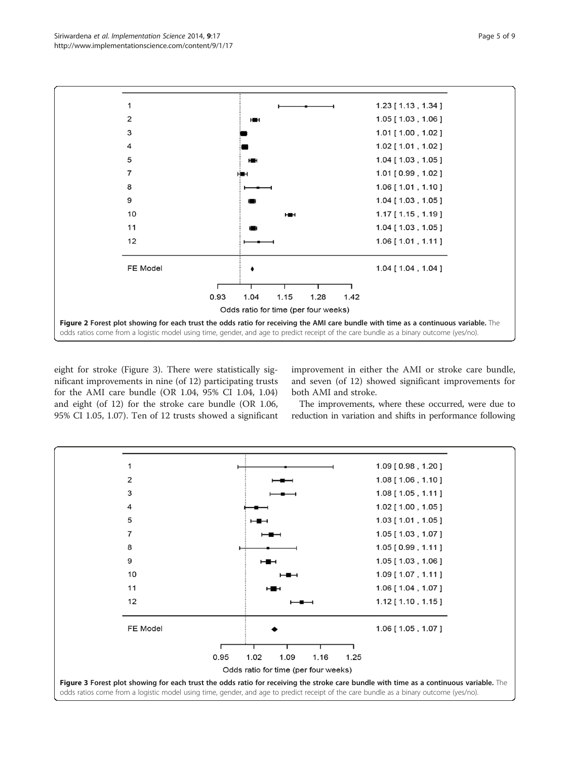| Trust | Odds ratio [95% CI] |
| --- | --- |
| 1 | 1.23 [ 1.13 , 1.34 ] |
| 2 | 1.05 [ 1.03 , 1.06 ] |
| 3 | 1.01 [ 1.00 , 1.02 ] |
| 4 | 1.02 [ 1.01 , 1.02 ] |
| 5 | 1.04 [ 1.03 , 1.05 ] |
| 7 | 1.01 [ 0.99 , 1.02 ] |
| 8 | 1.06 [ 1.01 , 1.10 ] |
| 9 | 1.04 [ 1.03 , 1.05 ] |
| 10 | 1.17 [ 1.15 , 1.19 ] |
| 11 | 1.04 [ 1.03 , 1.05 ] |
| 12 | 1.06 [ 1.01 , 1.11 ] |
| FE Model | 1.04 [ 1.04 , 1.04 ] |

Odds ratio for time (per four weeks)

**Figure 2 Forest plot showing for each trust the odds ratio for receiving the AMI care bundle with time as a continuous variable.** The odds ratios come from a logistic model using time, gender, and age to predict receipt of the care bundle as a binary outcome (yes/no).

eight for stroke (Figure 3). There were statistically significant improvements in nine (of 12) participating trusts for the AMI care bundle (OR 1.04, 95% CI 1.04, 1.04) and eight (of 12) for the stroke care bundle (OR 1.06, 95% CI 1.05, 1.07). Ten of 12 trusts showed a significant improvement in either the AMI or stroke care bundle, and seven (of 12) showed significant improvements for both AMI and stroke.

The improvements, where these occurred, were due to reduction in variation and shifts in performance following

| Trust | Odds ratio [95% CI] |
| --- | --- |
| 1 | 1.09 [ 0.98 , 1.20 ] |
| 2 | 1.08 [ 1.06 , 1.10 ] |
| 3 | 1.08 [ 1.05 , 1.11 ] |
| 4 | 1.02 [ 1.00 , 1.05 ] |
| 5 | 1.03 [ 1.01 , 1.05 ] |
| 7 | 1.05 [ 1.03 , 1.07 ] |
| 8 | 1.05 [ 0.99 , 1.11 ] |
| 9 | 1.05 [ 1.03 , 1.06 ] |
| 10 | 1.09 [ 1.07 , 1.11 ] |
| 11 | 1.06 [ 1.04 , 1.07 ] |
| 12 | 1.12 [ 1.10 , 1.15 ] |
| FE Model | 1.06 [ 1.05 , 1.07 ] |

Odds ratio for time (per four weeks)

**Figure 3 Forest plot showing for each trust the odds ratio for receiving the stroke care bundle with time as a continuous variable.** The odds ratios come from a logistic model using time, gender, and age to predict receipt of the care bundle as a binary outcome (yes/no).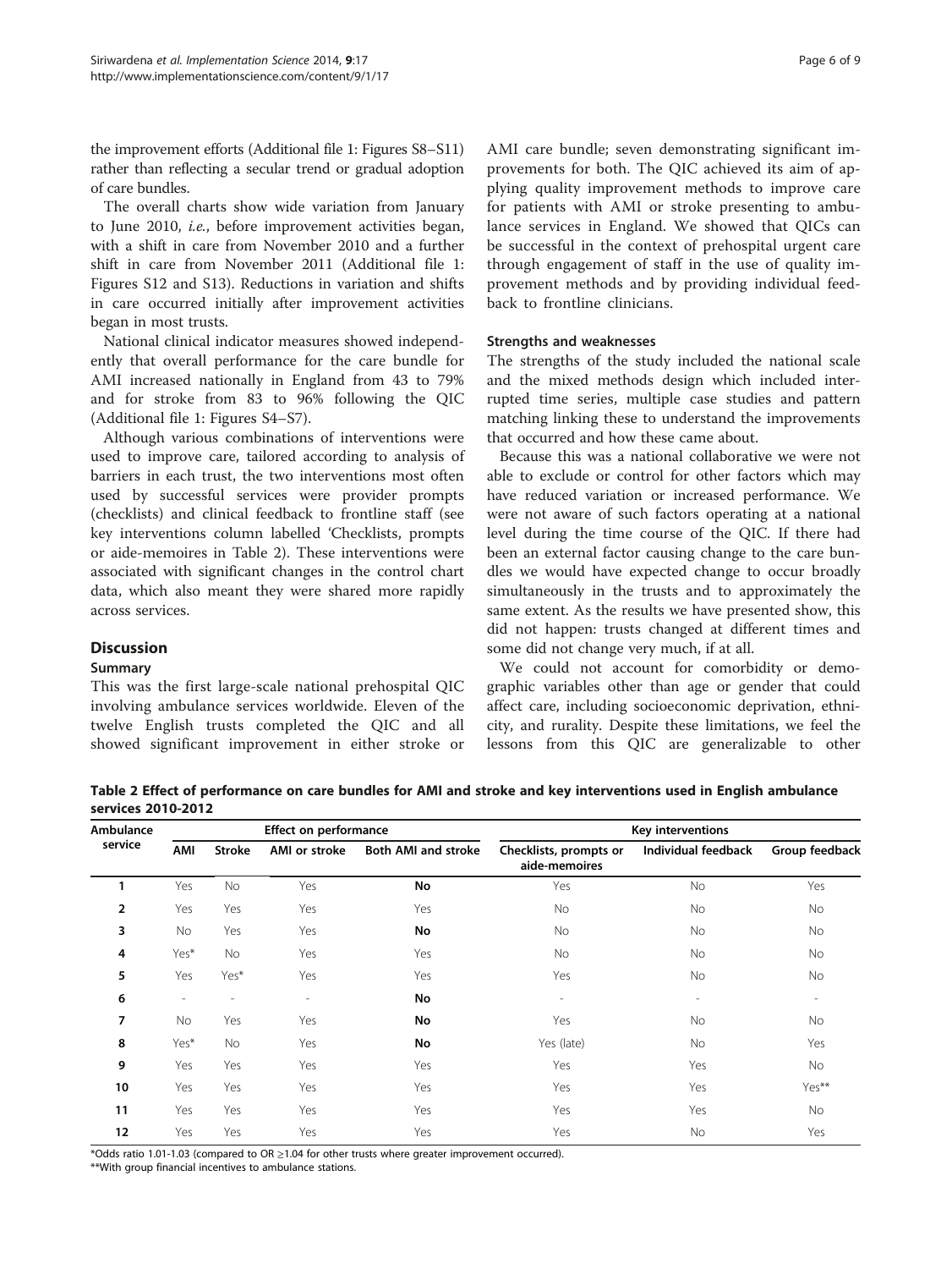the improvement efforts (Additional file 1: Figures S8–S11) rather than reflecting a secular trend or gradual adoption of care bundles.

The overall charts show wide variation from January to June 2010, *i.e.*, before improvement activities began, with a shift in care from November 2010 and a further shift in care from November 2011 (Additional file 1: Figures S12 and S13). Reductions in variation and shifts in care occurred initially after improvement activities began in most trusts.

National clinical indicator measures showed independently that overall performance for the care bundle for AMI increased nationally in England from 43 to 79% and for stroke from 83 to 96% following the QIC (Additional file 1: Figures S4–S7).

Although various combinations of interventions were used to improve care, tailored according to analysis of barriers in each trust, the two interventions most often used by successful services were provider prompts (checklists) and clinical feedback to frontline staff (see key interventions column labelled 'Checklists, prompts or aide-memoires in Table 2). These interventions were associated with significant changes in the control chart data, which also meant they were shared more rapidly across services.

## Discussion

### Summary

This was the first large-scale national prehospital QIC involving ambulance services worldwide. Eleven of the twelve English trusts completed the QIC and all showed significant improvement in either stroke or AMI care bundle; seven demonstrating significant improvements for both. The QIC achieved its aim of applying quality improvement methods to improve care for patients with AMI or stroke presenting to ambulance services in England. We showed that QICs can be successful in the context of prehospital urgent care through engagement of staff in the use of quality improvement methods and by providing individual feedback to frontline clinicians.

### Strengths and weaknesses

The strengths of the study included the national scale and the mixed methods design which included interrupted time series, multiple case studies and pattern matching linking these to understand the improvements that occurred and how these came about.

Because this was a national collaborative we were not able to exclude or control for other factors which may have reduced variation or increased performance. We were not aware of such factors operating at a national level during the time course of the QIC. If there had been an external factor causing change to the care bundles we would have expected change to occur broadly simultaneously in the trusts and to approximately the same extent. As the results we have presented show, this did not happen: trusts changed at different times and some did not change very much, if at all.

We could not account for comorbidity or demographic variables other than age or gender that could affect care, including socioeconomic deprivation, ethnicity, and rurality. Despite these limitations, we feel the lessons from this QIC are generalizable to other

**Table 2 Effect of performance on care bundles for AMI and stroke and key interventions used in English ambulance services 2010-2012**

| Ambulance service | Effect on performance | | | | Key interventions | | |
|---|---|---|---|---|---|---|---|
| | AMI | Stroke | AMI or stroke | Both AMI and stroke | Checklists, prompts or aide-memoires | Individual feedback | Group feedback |
| 1 | Yes | No | Yes | **No** | Yes | No | Yes |
| 2 | Yes | Yes | Yes | Yes | No | No | No |
| 3 | No | Yes | Yes | **No** | No | No | No |
| 4 | Yes* | No | Yes | Yes | No | No | No |
| 5 | Yes | Yes* | Yes | Yes | Yes | No | No |
| 6 | - | - | - | **No** | - | - | - |
| 7 | No | Yes | Yes | **No** | Yes | No | No |
| 8 | Yes* | No | Yes | **No** | Yes (late) | No | Yes |
| 9 | Yes | Yes | Yes | Yes | Yes | Yes | No |
| 10 | Yes | Yes | Yes | Yes | Yes | Yes | Yes** |
| 11 | Yes | Yes | Yes | Yes | Yes | Yes | No |
| 12 | Yes | Yes | Yes | Yes | Yes | No | Yes |

*Odds ratio 1.01-1.03 (compared to OR ≥1.04 for other trusts where greater improvement occurred).
**With group financial incentives to ambulance stations.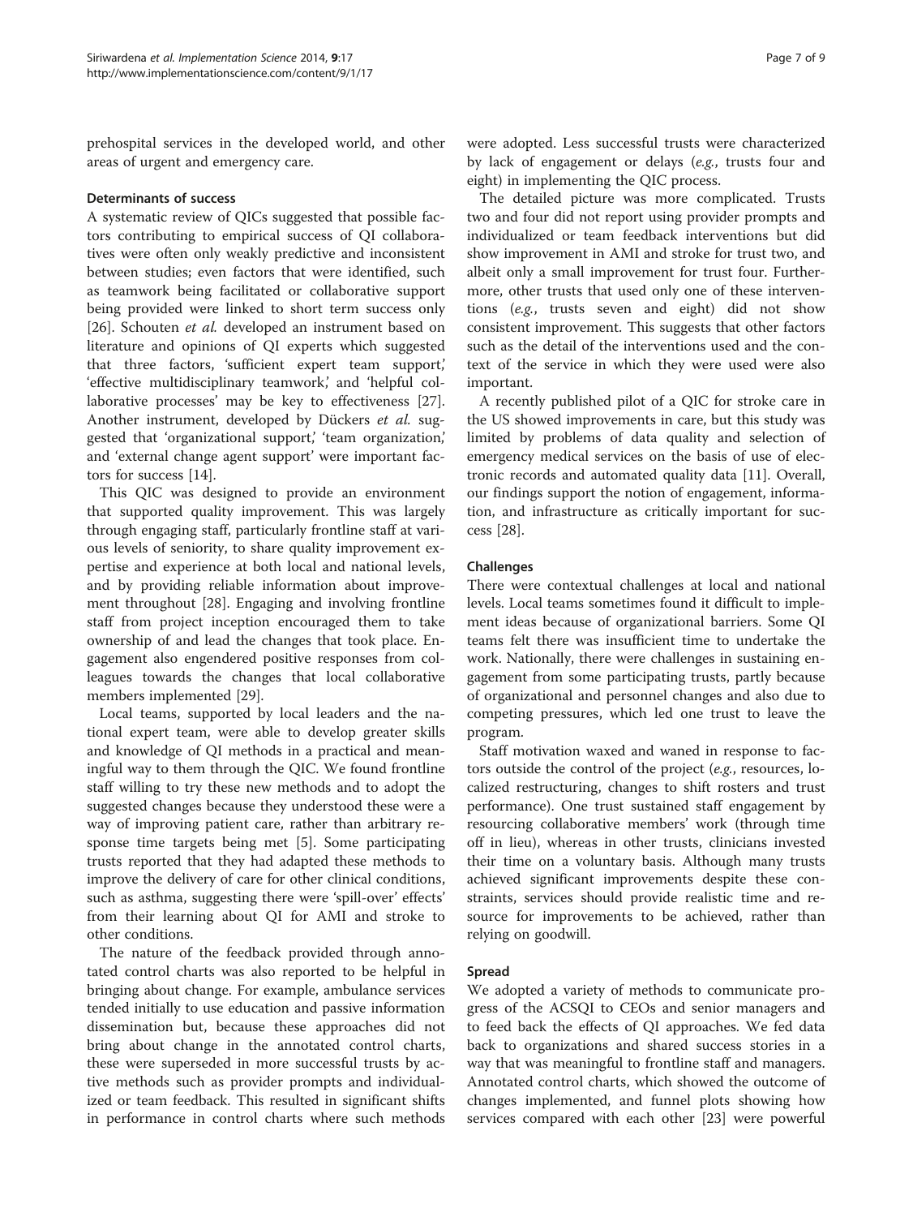prehospital services in the developed world, and other areas of urgent and emergency care.

### Determinants of success

A systematic review of QICs suggested that possible factors contributing to empirical success of QI collaboratives were often only weakly predictive and inconsistent between studies; even factors that were identified, such as teamwork being facilitated or collaborative support being provided were linked to short term success only [26]. Schouten *et al.* developed an instrument based on literature and opinions of QI experts which suggested that three factors, 'sufficient expert team support,' 'effective multidisciplinary teamwork,' and 'helpful collaborative processes' may be key to effectiveness [27]. Another instrument, developed by Dückers *et al.* suggested that 'organizational support,' 'team organization,' and 'external change agent support' were important factors for success [14].

This QIC was designed to provide an environment that supported quality improvement. This was largely through engaging staff, particularly frontline staff at various levels of seniority, to share quality improvement expertise and experience at both local and national levels, and by providing reliable information about improvement throughout [28]. Engaging and involving frontline staff from project inception encouraged them to take ownership of and lead the changes that took place. Engagement also engendered positive responses from colleagues towards the changes that local collaborative members implemented [29].

Local teams, supported by local leaders and the national expert team, were able to develop greater skills and knowledge of QI methods in a practical and meaningful way to them through the QIC. We found frontline staff willing to try these new methods and to adopt the suggested changes because they understood these were a way of improving patient care, rather than arbitrary response time targets being met [5]. Some participating trusts reported that they had adapted these methods to improve the delivery of care for other clinical conditions, such as asthma, suggesting there were 'spill-over' effects' from their learning about QI for AMI and stroke to other conditions.

The nature of the feedback provided through annotated control charts was also reported to be helpful in bringing about change. For example, ambulance services tended initially to use education and passive information dissemination but, because these approaches did not bring about change in the annotated control charts, these were superseded in more successful trusts by active methods such as provider prompts and individualized or team feedback. This resulted in significant shifts in performance in control charts where such methods were adopted. Less successful trusts were characterized by lack of engagement or delays (*e.g.*, trusts four and eight) in implementing the QIC process.

The detailed picture was more complicated. Trusts two and four did not report using provider prompts and individualized or team feedback interventions but did show improvement in AMI and stroke for trust two, and albeit only a small improvement for trust four. Furthermore, other trusts that used only one of these interventions (*e.g.*, trusts seven and eight) did not show consistent improvement. This suggests that other factors such as the detail of the interventions used and the context of the service in which they were used were also important.

A recently published pilot of a QIC for stroke care in the US showed improvements in care, but this study was limited by problems of data quality and selection of emergency medical services on the basis of use of electronic records and automated quality data [11]. Overall, our findings support the notion of engagement, information, and infrastructure as critically important for success [28].

### Challenges

There were contextual challenges at local and national levels. Local teams sometimes found it difficult to implement ideas because of organizational barriers. Some QI teams felt there was insufficient time to undertake the work. Nationally, there were challenges in sustaining engagement from some participating trusts, partly because of organizational and personnel changes and also due to competing pressures, which led one trust to leave the program.

Staff motivation waxed and waned in response to factors outside the control of the project (*e.g.*, resources, localized restructuring, changes to shift rosters and trust performance). One trust sustained staff engagement by resourcing collaborative members' work (through time off in lieu), whereas in other trusts, clinicians invested their time on a voluntary basis. Although many trusts achieved significant improvements despite these constraints, services should provide realistic time and resource for improvements to be achieved, rather than relying on goodwill.

### Spread

We adopted a variety of methods to communicate progress of the ACSQI to CEOs and senior managers and to feed back the effects of QI approaches. We fed data back to organizations and shared success stories in a way that was meaningful to frontline staff and managers. Annotated control charts, which showed the outcome of changes implemented, and funnel plots showing how services compared with each other [23] were powerful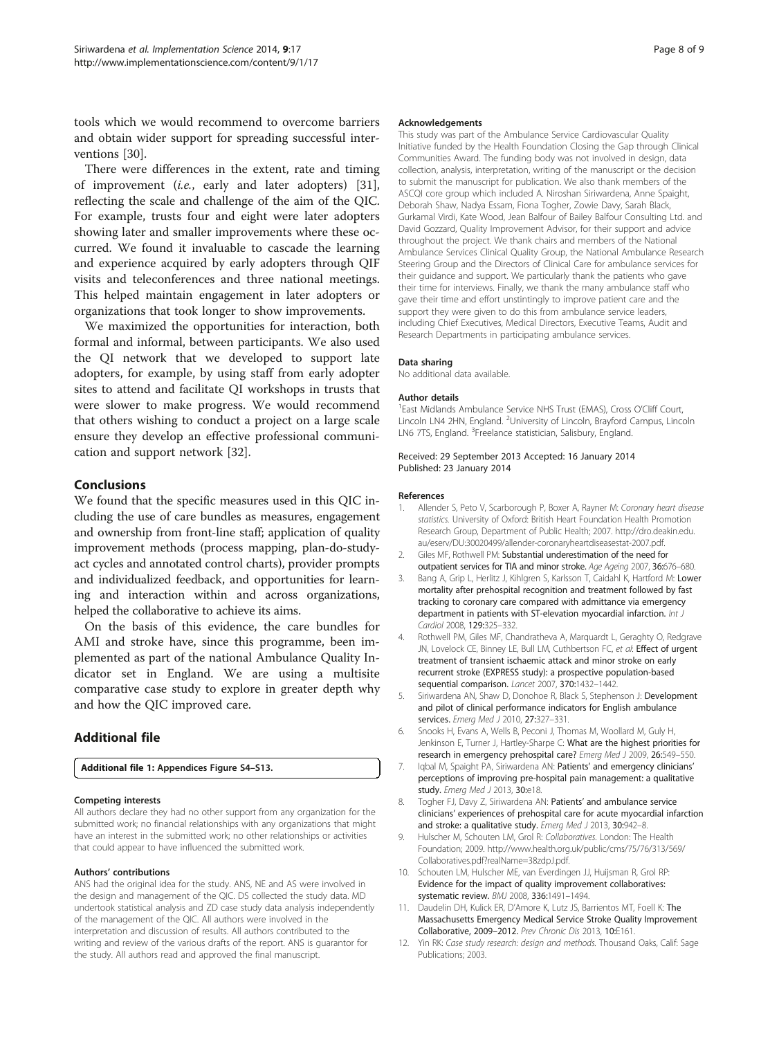tools which we would recommend to overcome barriers and obtain wider support for spreading successful interventions [30].

There were differences in the extent, rate and timing of improvement (*i.e.*, early and later adopters) [31], reflecting the scale and challenge of the aim of the QIC. For example, trusts four and eight were later adopters showing later and smaller improvements where these occurred. We found it invaluable to cascade the learning and experience acquired by early adopters through QIF visits and teleconferences and three national meetings. This helped maintain engagement in later adopters or organizations that took longer to show improvements.

We maximized the opportunities for interaction, both formal and informal, between participants. We also used the QI network that we developed to support late adopters, for example, by using staff from early adopter sites to attend and facilitate QI workshops in trusts that were slower to make progress. We would recommend that others wishing to conduct a project on a large scale ensure they develop an effective professional communication and support network [32].

## Conclusions

We found that the specific measures used in this QIC including the use of care bundles as measures, engagement and ownership from front-line staff; application of quality improvement methods (process mapping, plan-do-study-act cycles and annotated control charts), provider prompts and individualized feedback, and opportunities for learning and interaction within and across organizations, helped the collaborative to achieve its aims.

On the basis of this evidence, the care bundles for AMI and stroke have, since this programme, been implemented as part of the national Ambulance Quality Indicator set in England. We are using a multisite comparative case study to explore in greater depth why and how the QIC improved care.

## Additional file

**Additional file 1: Appendices Figure S4–S13.**

#### Competing interests

All authors declare they had no other support from any organization for the submitted work; no financial relationships with any organizations that might have an interest in the submitted work; no other relationships or activities that could appear to have influenced the submitted work.

#### Authors' contributions

ANS had the original idea for the study. ANS, NE and AS were involved in the design and management of the QIC. DS collected the study data. MD undertook statistical analysis and ZD case study data analysis independently of the management of the QIC. All authors were involved in the interpretation and discussion of results. All authors contributed to the writing and review of the various drafts of the report. ANS is guarantor for the study. All authors read and approved the final manuscript.

#### Acknowledgements

This study was part of the Ambulance Service Cardiovascular Quality Initiative funded by the Health Foundation Closing the Gap through Clinical Communities Award. The funding body was not involved in design, data collection, analysis, interpretation, writing of the manuscript or the decision to submit the manuscript for publication. We also thank members of the ASCQI core group which included A. Niroshan Siriwardena, Anne Spaight, Deborah Shaw, Nadya Essam, Fiona Togher, Zowie Davy, Sarah Black, Gurkamal Virdi, Kate Wood, Jean Balfour of Bailey Balfour Consulting Ltd. and David Gozzard, Quality Improvement Advisor, for their support and advice throughout the project. We thank chairs and members of the National Ambulance Services Clinical Quality Group, the National Ambulance Research Steering Group and the Directors of Clinical Care for ambulance services for their guidance and support. We particularly thank the patients who gave their time for interviews. Finally, we thank the many ambulance staff who gave their time and effort unstintingly to improve patient care and the support they were given to do this from ambulance service leaders, including Chief Executives, Medical Directors, Executive Teams, Audit and Research Departments in participating ambulance services.

#### Data sharing

No additional data available.

#### Author details

[1]East Midlands Ambulance Service NHS Trust (EMAS), Cross O'Cliff Court, Lincoln LN4 2HN, England. [2]University of Lincoln, Brayford Campus, Lincoln LN6 7TS, England. [3]Freelance statistician, Salisbury, England.

Received: 29 September 2013 Accepted: 16 January 2014
Published: 23 January 2014

#### References

1. Allender S, Peto V, Scarborough P, Boxer A, Rayner M: *Coronary heart disease statistics.* University of Oxford: British Heart Foundation Health Promotion Research Group, Department of Public Health; 2007. http://dro.deakin.edu.au/eserv/DU:30020499/allender-coronaryheartdiseasestat-2007.pdf.
2. Giles MF, Rothwell PM: **Substantial underestimation of the need for outpatient services for TIA and minor stroke.** *Age Ageing* 2007, **36:**676–680.
3. Bang A, Grip L, Herlitz J, Kihlgren S, Karlsson T, Caidahl K, Hartford M: **Lower mortality after prehospital recognition and treatment followed by fast tracking to coronary care compared with admittance via emergency department in patients with ST-elevation myocardial infarction.** *Int J Cardiol* 2008, **129:**325–332.
4. Rothwell PM, Giles MF, Chandratheva A, Marquardt L, Geraghty O, Redgrave JN, Lovelock CE, Binney LE, Bull LM, Cuthbertson FC, *et al*: **Effect of urgent treatment of transient ischaemic attack and minor stroke on early recurrent stroke (EXPRESS study): a prospective population-based sequential comparison.** *Lancet* 2007, **370:**1432–1442.
5. Siriwardena AN, Shaw D, Donohoe R, Black S, Stephenson J: **Development and pilot of clinical performance indicators for English ambulance services.** *Emerg Med J* 2010, **27:**327–331.
6. Snooks H, Evans A, Wells B, Peconi J, Thomas M, Woollard M, Guly H, Jenkinson E, Turner J, Hartley-Sharpe C: **What are the highest priorities for research in emergency prehospital care?** *Emerg Med J* 2009, **26:**549–550.
7. Iqbal M, Spaight PA, Siriwardena AN: **Patients' and emergency clinicians' perceptions of improving pre-hospital pain management: a qualitative study.** *Emerg Med J* 2013, **30:**e18.
8. Togher FJ, Davy Z, Siriwardena AN: **Patients' and ambulance service clinicians' experiences of prehospital care for acute myocardial infarction and stroke: a qualitative study.** *Emerg Med J* 2013, **30:**942–8.
9. Hulscher M, Schouten LM, Grol R: *Collaboratives.* London: The Health Foundation; 2009. http://www.health.org.uk/public/cms/75/76/313/569/Collaboratives.pdf?realName=38zdpJ.pdf.
10. Schouten LM, Hulscher ME, van Everdingen JJ, Huijsman R, Grol RP: **Evidence for the impact of quality improvement collaboratives: systematic review.** *BMJ* 2008, **336:**1491–1494.
11. Daudelin DH, Kulick ER, D'Amore K, Lutz JS, Barrientos MT, Foell K: **The Massachusetts Emergency Medical Service Stroke Quality Improvement Collaborative, 2009–2012.** *Prev Chronic Dis* 2013, **10:**E161.
12. Yin RK: *Case study research: design and methods.* Thousand Oaks, Calif: Sage Publications; 2003.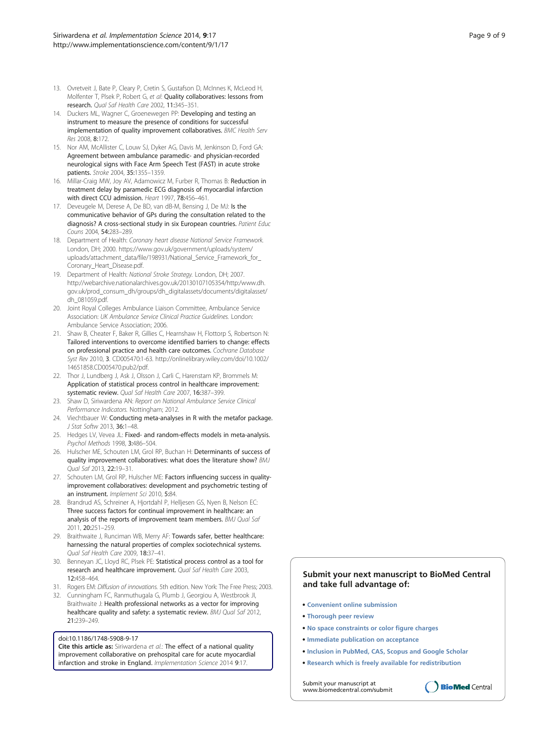13. Ovretveit J, Bate P, Cleary P, Cretin S, Gustafson D, McInnes K, McLeod H, Molfenter T, Plsek P, Robert G, *et al*: **Quality collaboratives: lessons from research.** *Qual Saf Health Care* 2002, **11**:345–351.
14. Duckers ML, Wagner C, Groenewegen PP: **Developing and testing an instrument to measure the presence of conditions for successful implementation of quality improvement collaboratives.** *BMC Health Serv Res* 2008, **8**:172.
15. Nor AM, McAllister C, Louw SJ, Dyker AG, Davis M, Jenkinson D, Ford GA: **Agreement between ambulance paramedic- and physician-recorded neurological signs with Face Arm Speech Test (FAST) in acute stroke patients.** *Stroke* 2004, **35**:1355–1359.
16. Millar-Craig MW, Joy AV, Adamowicz M, Furber R, Thomas B: **Reduction in treatment delay by paramedic ECG diagnosis of myocardial infarction with direct CCU admission.** *Heart* 1997, **78**:456–461.
17. Deveugele M, Derese A, De BD, van dB-M, Bensing J, De MJ: **Is the communicative behavior of GPs during the consultation related to the diagnosis? A cross-sectional study in six European countries.** *Patient Educ Couns* 2004, **54**:283–289.
18. Department of Health: *Coronary heart disease National Service Framework.* London, DH; 2000. https://www.gov.uk/government/uploads/system/uploads/attachment_data/file/198931/National_Service_Framework_for_Coronary_Heart_Disease.pdf.
19. Department of Health: *National Stroke Strategy.* London, DH; 2007. http://webarchive.nationalarchives.gov.uk/20130107105354/http:/www.dh.gov.uk/prod_consum_dh/groups/dh_digitalassets/documents/digitalasset/dh_081059.pdf.
20. Joint Royal Colleges Ambulance Liaison Committee, Ambulance Service Association: *UK Ambulance Service Clinical Practice Guidelines.* London: Ambulance Service Association; 2006.
21. Shaw B, Cheater F, Baker R, Gillies C, Hearnshaw H, Flottorp S, Robertson N: **Tailored interventions to overcome identified barriers to change: effects on professional practice and health care outcomes.** *Cochrane Database Syst Rev* 2010, **3**. CD005470:1-63. http://onlinelibrary.wiley.com/doi/10.1002/14651858.CD005470.pub2/pdf.
22. Thor J, Lundberg J, Ask J, Olsson J, Carli C, Harenstam KP, Brommels M: **Application of statistical process control in healthcare improvement: systematic review.** *Qual Saf Health Care* 2007, **16**:387–399.
23. Shaw D, Siriwardena AN: *Report on National Ambulance Service Clinical Performance Indicators.* Nottingham; 2012.
24. Viechtbauer W: **Conducting meta-analyses in R with the metafor package.** *J Stat Softw* 2013, **36**:1–48.
25. Hedges LV, Vevea JL: **Fixed- and random-effects models in meta-analysis.** *Psychol Methods* 1998, **3**:486–504.
26. Hulscher ME, Schouten LM, Grol RP, Buchan H: **Determinants of success of quality improvement collaboratives: what does the literature show?** *BMJ Qual Saf* 2013, **22**:19–31.
27. Schouten LM, Grol RP, Hulscher ME: **Factors influencing success in quality-improvement collaboratives: development and psychometric testing of an instrument.** *Implement Sci* 2010, **5**:84.
28. Brandrud AS, Schreiner A, Hjortdahl P, Helljesen GS, Nyen B, Nelson EC: **Three success factors for continual improvement in healthcare: an analysis of the reports of improvement team members.** *BMJ Qual Saf* 2011, **20**:251–259.
29. Braithwaite J, Runciman WB, Merry AF: **Towards safer, better healthcare: harnessing the natural properties of complex sociotechnical systems.** *Qual Saf Health Care* 2009, **18**:37–41.
30. Benneyan JC, Lloyd RC, Plsek PE: **Statistical process control as a tool for research and healthcare improvement.** *Qual Saf Health Care* 2003, **12**:458–464.
31. Rogers EM: *Diffusion of innovations.* 5th edition. New York: The Free Press; 2003.
32. Cunningham FC, Ranmuthugala G, Plumb J, Georgiou A, Westbrook JI, Braithwaite J: **Health professional networks as a vector for improving healthcare quality and safety: a systematic review.** *BMJ Qual Saf* 2012, **21**:239–249.

doi:10.1186/1748-5908-9-17
**Cite this article as:** Siriwardena *et al.*: The effect of a national quality improvement collaborative on prehospital care for acute myocardial infarction and stroke in England. *Implementation Science* 2014 **9**:17.

**Submit your next manuscript to BioMed Central and take full advantage of:**

- **Convenient online submission**
- **Thorough peer review**
- **No space constraints or color figure charges**
- **Immediate publication on acceptance**
- **Inclusion in PubMed, CAS, Scopus and Google Scholar**
- **Research which is freely available for redistribution**

Submit your manuscript at
www.biomedcentral.com/submit

BioMed Central